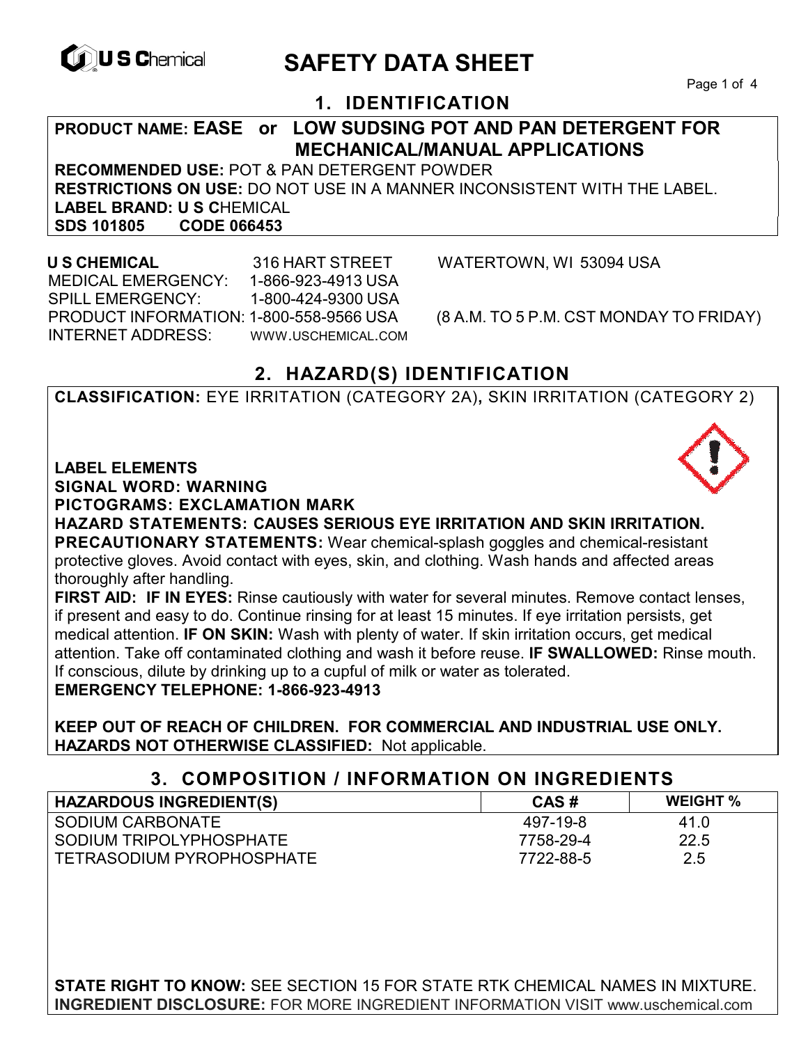# SAFETY DATA SHEET

## 1. IDENTIFICATION

**PRODUCT NAME: EASE or LOW SUDSING POT AND PAN DETERGENT FOR MECHANICAL/MANUAL APPLICATIONS**

**RECOMMENDED USE:** POT & PAN DETERGENT POWDER

**RESTRICTIONS ON USE:** DO NOT USE IN A MANNER INCONSISTENT WITH THE LABEL.

**LABEL BRAND: U S C**HEMICAL

**SDS 101805 CODE 066453**

**U S CHEMICAL** 316 HART STREET WATERTOWN, WI 53094 USA

MEDICAL EMERGENCY: 1-866-923-4913 USA

SPILL EMERGENCY: 1-800-424-9300 USA

PRODUCT INFORMATION: 1-800-558-9566 USA (8 A.M. TO 5 P.M. CST MONDAY TO FRIDAY)

INTERNET ADDRESS: WWW.USCHEMICAL.COM

## 2. HAZARD(S) IDENTIFICATION

**CLASSIFICATION:** EYE IRRITATION (CATEGORY 2A), SKIN IRRITATION (CATEGORY 2)

**LABEL ELEMENTS**

**SIGNAL WORD: WARNING**

**PICTOGRAMS: EXCLAMATION MARK**

**HAZARD STATEMENTS: CAUSES SERIOUS EYE IRRITATION AND SKIN IRRITATION.**

**PRECAUTIONARY STATEMENTS:** Wear chemical-splash goggles and chemical-resistant protective gloves. Avoid contact with eyes, skin, and clothing. Wash hands and affected areas thoroughly after handling.

**FIRST AID: IF IN EYES:** Rinse cautiously with water for several minutes. Remove contact lenses, if present and easy to do. Continue rinsing for at least 15 minutes. If eye irritation persists, get medical attention. **IF ON SKIN:** Wash with plenty of water. If skin irritation occurs, get medical attention. Take off contaminated clothing and wash it before reuse. **IF SWALLOWED:** Rinse mouth. If conscious, dilute by drinking up to a cupful of milk or water as tolerated.

**EMERGENCY TELEPHONE: 1-866-923-4913**

**KEEP OUT OF REACH OF CHILDREN. FOR COMMERCIAL AND INDUSTRIAL USE ONLY.**

**HAZARDS NOT OTHERWISE CLASSIFIED:** Not applicable.

## 3. COMPOSITION / INFORMATION ON INGREDIENTS

| HAZARDOUS INGREDIENT(S) | CAS # | WEIGHT % |
|---|---|---|
| SODIUM CARBONATE | 497-19-8 | 41.0 |
| SODIUM TRIPOLYPHOSPHATE | 7758-29-4 | 22.5 |
| TETRASODIUM PYROPHOSPHATE | 7722-88-5 | 2.5 |

**STATE RIGHT TO KNOW:** SEE SECTION 15 FOR STATE RTK CHEMICAL NAMES IN MIXTURE.

**INGREDIENT DISCLOSURE:** FOR MORE INGREDIENT INFORMATION VISIT www.uschemical.com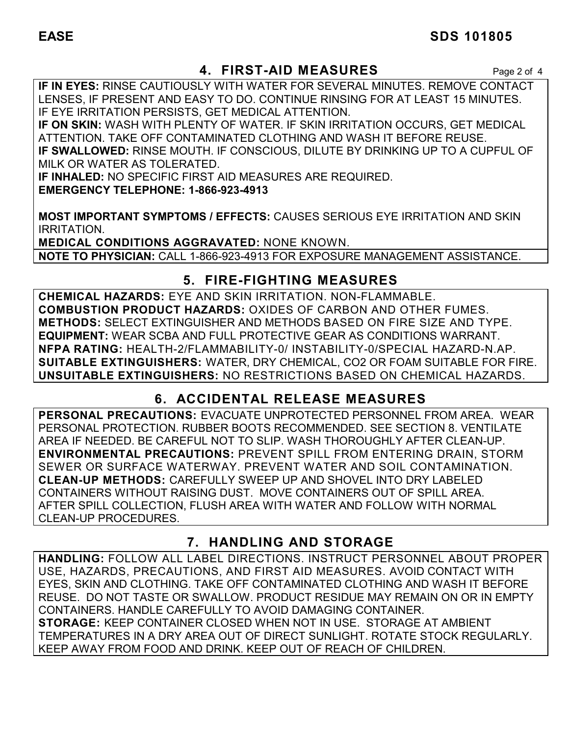## 4. FIRST-AID MEASURES

**IF IN EYES:** RINSE CAUTIOUSLY WITH WATER FOR SEVERAL MINUTES. REMOVE CONTACT LENSES, IF PRESENT AND EASY TO DO. CONTINUE RINSING FOR AT LEAST 15 MINUTES. IF EYE IRRITATION PERSISTS, GET MEDICAL ATTENTION.
**IF ON SKIN:** WASH WITH PLENTY OF WATER. IF SKIN IRRITATION OCCURS, GET MEDICAL ATTENTION. TAKE OFF CONTAMINATED CLOTHING AND WASH IT BEFORE REUSE.
**IF SWALLOWED:** RINSE MOUTH. IF CONSCIOUS, DILUTE BY DRINKING UP TO A CUPFUL OF MILK OR WATER AS TOLERATED.
**IF INHALED:** NO SPECIFIC FIRST AID MEASURES ARE REQUIRED.
**EMERGENCY TELEPHONE: 1-866-923-4913**

**MOST IMPORTANT SYMPTOMS / EFFECTS:** CAUSES SERIOUS EYE IRRITATION AND SKIN IRRITATION.
**MEDICAL CONDITIONS AGGRAVATED:** NONE KNOWN.
**NOTE TO PHYSICIAN:** CALL 1-866-923-4913 FOR EXPOSURE MANAGEMENT ASSISTANCE.

## 5. FIRE-FIGHTING MEASURES

**CHEMICAL HAZARDS:** EYE AND SKIN IRRITATION. NON-FLAMMABLE.
**COMBUSTION PRODUCT HAZARDS:** OXIDES OF CARBON AND OTHER FUMES.
**METHODS:** SELECT EXTINGUISHER AND METHODS BASED ON FIRE SIZE AND TYPE.
**EQUIPMENT:** WEAR SCBA AND FULL PROTECTIVE GEAR AS CONDITIONS WARRANT.
**NFPA RATING:** HEALTH-2/FLAMMABILITY-0/ INSTABILITY-0/SPECIAL HAZARD-N.AP.
**SUITABLE EXTINGUISHERS:** WATER, DRY CHEMICAL, $CO_2$ OR FOAM SUITABLE FOR FIRE.
**UNSUITABLE EXTINGUISHERS:** NO RESTRICTIONS BASED ON CHEMICAL HAZARDS.

## 6. ACCIDENTAL RELEASE MEASURES

**PERSONAL PRECAUTIONS:** EVACUATE UNPROTECTED PERSONNEL FROM AREA. WEAR PERSONAL PROTECTION. RUBBER BOOTS RECOMMENDED. SEE SECTION 8. VENTILATE AREA IF NEEDED. BE CAREFUL NOT TO SLIP. WASH THOROUGHLY AFTER CLEAN-UP.
**ENVIRONMENTAL PRECAUTIONS:** PREVENT SPILL FROM ENTERING DRAIN, STORM SEWER OR SURFACE WATERWAY. PREVENT WATER AND SOIL CONTAMINATION.
**CLEAN-UP METHODS:** CAREFULLY SWEEP UP AND SHOVEL INTO DRY LABELED CONTAINERS WITHOUT RAISING DUST. MOVE CONTAINERS OUT OF SPILL AREA. AFTER SPILL COLLECTION, FLUSH AREA WITH WATER AND FOLLOW WITH NORMAL CLEAN-UP PROCEDURES.

## 7. HANDLING AND STORAGE

**HANDLING:** FOLLOW ALL LABEL DIRECTIONS. INSTRUCT PERSONNEL ABOUT PROPER USE, HAZARDS, PRECAUTIONS, AND FIRST AID MEASURES. AVOID CONTACT WITH EYES, SKIN AND CLOTHING. TAKE OFF CONTAMINATED CLOTHING AND WASH IT BEFORE REUSE. DO NOT TASTE OR SWALLOW. PRODUCT RESIDUE MAY REMAIN ON OR IN EMPTY CONTAINERS. HANDLE CAREFULLY TO AVOID DAMAGING CONTAINER.
**STORAGE:** KEEP CONTAINER CLOSED WHEN NOT IN USE. STORAGE AT AMBIENT TEMPERATURES IN A DRY AREA OUT OF DIRECT SUNLIGHT. ROTATE STOCK REGULARLY. KEEP AWAY FROM FOOD AND DRINK. KEEP OUT OF REACH OF CHILDREN.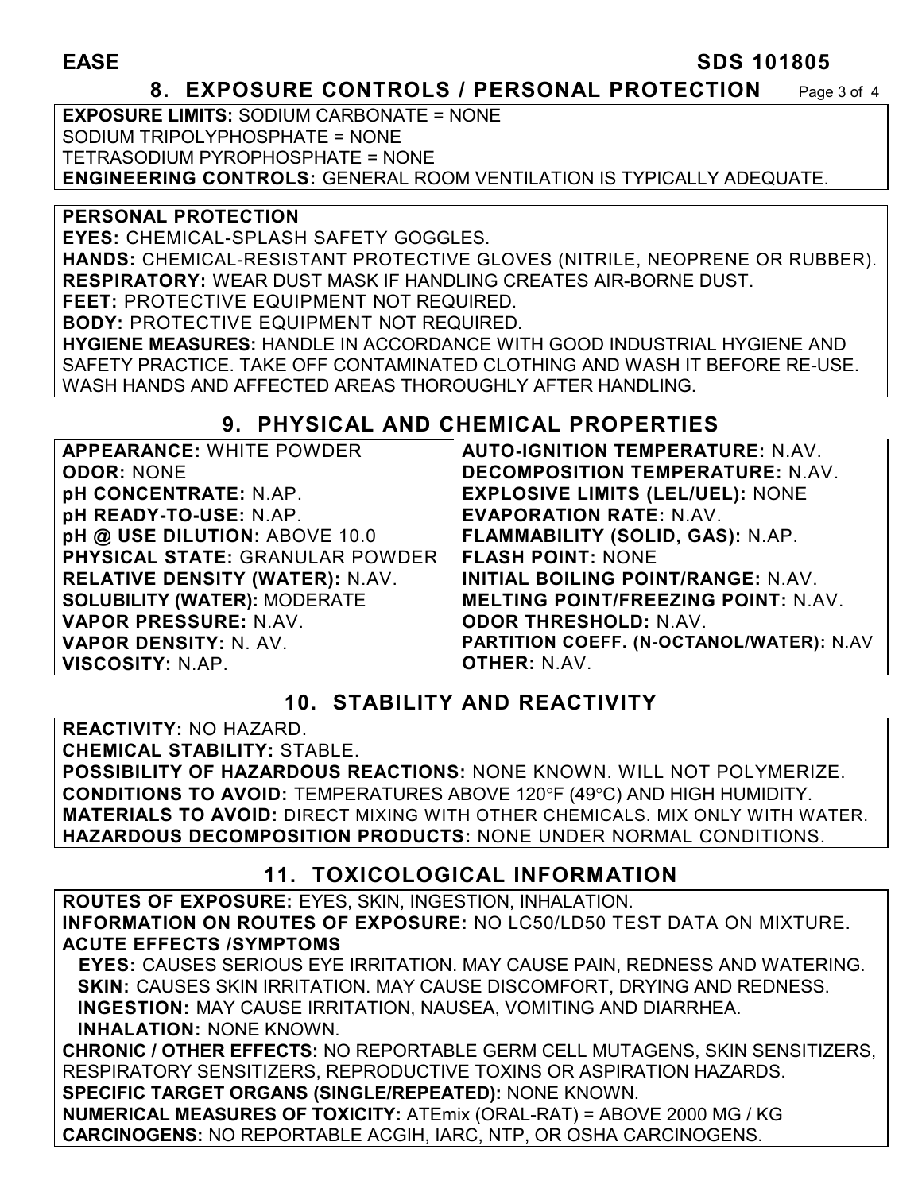## 8. EXPOSURE CONTROLS / PERSONAL PROTECTION

**EXPOSURE LIMITS:** SODIUM CARBONATE = NONE
SODIUM TRIPOLYPHOSPHATE = NONE
TETRASODIUM PYROPHOSPHATE = NONE
**ENGINEERING CONTROLS:** GENERAL ROOM VENTILATION IS TYPICALLY ADEQUATE.

**PERSONAL PROTECTION**
**EYES:** CHEMICAL-SPLASH SAFETY GOGGLES.
**HANDS:** CHEMICAL-RESISTANT PROTECTIVE GLOVES (NITRILE, NEOPRENE OR RUBBER).
**RESPIRATORY:** WEAR DUST MASK IF HANDLING CREATES AIR-BORNE DUST.
**FEET:** PROTECTIVE EQUIPMENT NOT REQUIRED.
**BODY:** PROTECTIVE EQUIPMENT NOT REQUIRED.
**HYGIENE MEASURES:** HANDLE IN ACCORDANCE WITH GOOD INDUSTRIAL HYGIENE AND SAFETY PRACTICE. TAKE OFF CONTAMINATED CLOTHING AND WASH IT BEFORE RE-USE. WASH HANDS AND AFFECTED AREAS THOROUGHLY AFTER HANDLING.

## 9. PHYSICAL AND CHEMICAL PROPERTIES

**APPEARANCE:** WHITE POWDER
**ODOR:** NONE
**pH CONCENTRATE:** N.AP.
**pH READY-TO-USE:** N.AP.
**pH @ USE DILUTION:** ABOVE 10.0
**PHYSICAL STATE:** GRANULAR POWDER
**RELATIVE DENSITY (WATER):** N.AV.
**SOLUBILITY (WATER):** MODERATE
**VAPOR PRESSURE:** N.AV.
**VAPOR DENSITY:** N. AV.
**VISCOSITY:** N.AP.
**AUTO-IGNITION TEMPERATURE:** N.AV.
**DECOMPOSITION TEMPERATURE:** N.AV.
**EXPLOSIVE LIMITS (LEL/UEL):** NONE
**EVAPORATION RATE:** N.AV.
**FLAMMABILITY (SOLID, GAS):** N.AP.
**FLASH POINT:** NONE
**INITIAL BOILING POINT/RANGE:** N.AV.
**MELTING POINT/FREEZING POINT:** N.AV.
**ODOR THRESHOLD:** N.AV.
**PARTITION COEFF. (N-OCTANOL/WATER):** N.AV
**OTHER:** N.AV.

## 10. STABILITY AND REACTIVITY

**REACTIVITY:** NO HAZARD.
**CHEMICAL STABILITY:** STABLE.
**POSSIBILITY OF HAZARDOUS REACTIONS:** NONE KNOWN. WILL NOT POLYMERIZE.
**CONDITIONS TO AVOID:** TEMPERATURES ABOVE 120°F (49°C) AND HIGH HUMIDITY.
**MATERIALS TO AVOID:** DIRECT MIXING WITH OTHER CHEMICALS. MIX ONLY WITH WATER.
**HAZARDOUS DECOMPOSITION PRODUCTS:** NONE UNDER NORMAL CONDITIONS.

## 11. TOXICOLOGICAL INFORMATION

**ROUTES OF EXPOSURE:** EYES, SKIN, INGESTION, INHALATION.
**INFORMATION ON ROUTES OF EXPOSURE:** NO LC50/LD50 TEST DATA ON MIXTURE.
**ACUTE EFFECTS /SYMPTOMS**
**EYES:** CAUSES SERIOUS EYE IRRITATION. MAY CAUSE PAIN, REDNESS AND WATERING.
**SKIN:** CAUSES SKIN IRRITATION. MAY CAUSE DISCOMFORT, DRYING AND REDNESS.
**INGESTION:** MAY CAUSE IRRITATION, NAUSEA, VOMITING AND DIARRHEA.
**INHALATION:** NONE KNOWN.
**CHRONIC / OTHER EFFECTS:** NO REPORTABLE GERM CELL MUTAGENS, SKIN SENSITIZERS, RESPIRATORY SENSITIZERS, REPRODUCTIVE TOXINS OR ASPIRATION HAZARDS.
**SPECIFIC TARGET ORGANS (SINGLE/REPEATED):** NONE KNOWN.
**NUMERICAL MEASURES OF TOXICITY:** ATEmix (ORAL-RAT) = ABOVE 2000 MG / KG
**CARCINOGENS:** NO REPORTABLE ACGIH, IARC, NTP, OR OSHA CARCINOGENS.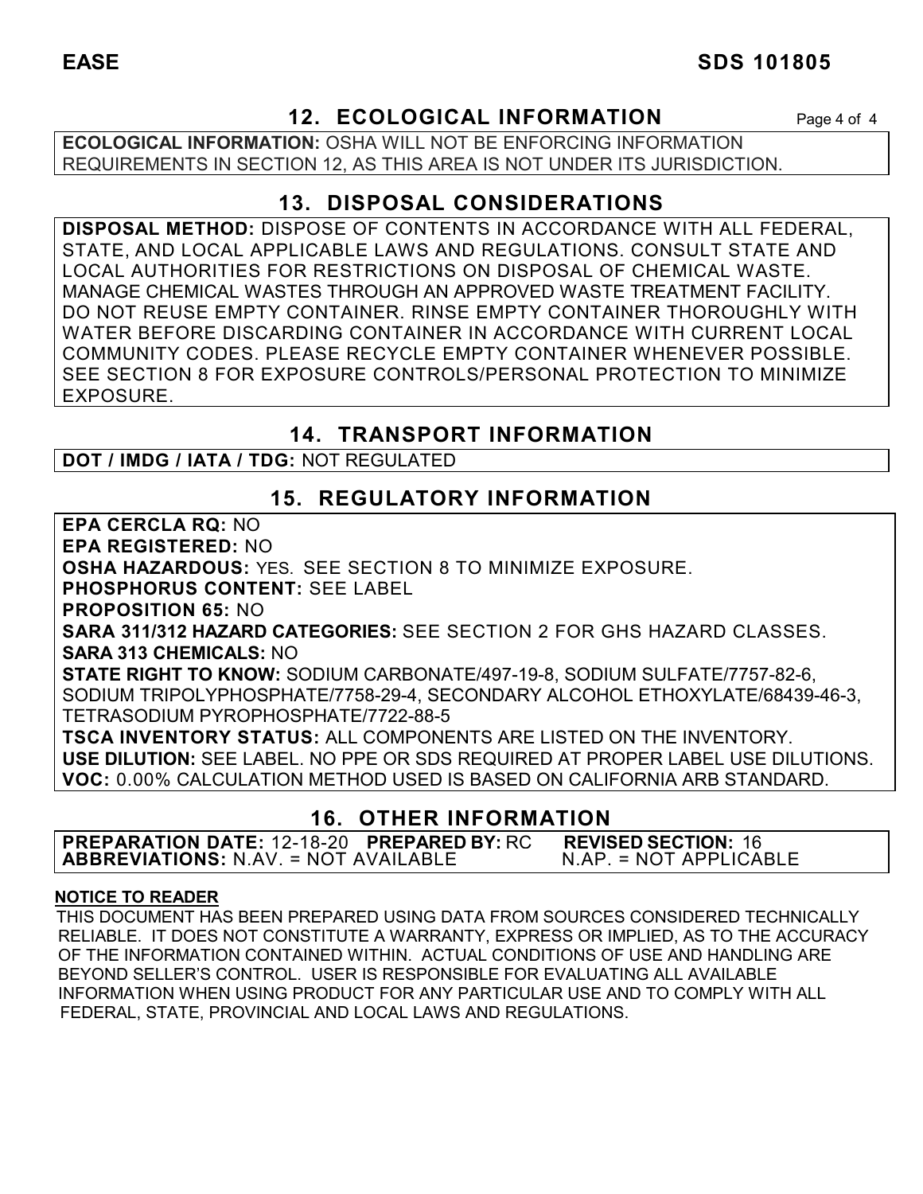## 12. ECOLOGICAL INFORMATION

**ECOLOGICAL INFORMATION:** OSHA WILL NOT BE ENFORCING INFORMATION REQUIREMENTS IN SECTION 12, AS THIS AREA IS NOT UNDER ITS JURISDICTION.

## 13. DISPOSAL CONSIDERATIONS

**DISPOSAL METHOD:** DISPOSE OF CONTENTS IN ACCORDANCE WITH ALL FEDERAL, STATE, AND LOCAL APPLICABLE LAWS AND REGULATIONS. CONSULT STATE AND LOCAL AUTHORITIES FOR RESTRICTIONS ON DISPOSAL OF CHEMICAL WASTE. MANAGE CHEMICAL WASTES THROUGH AN APPROVED WASTE TREATMENT FACILITY. DO NOT REUSE EMPTY CONTAINER. RINSE EMPTY CONTAINER THOROUGHLY WITH WATER BEFORE DISCARDING CONTAINER IN ACCORDANCE WITH CURRENT LOCAL COMMUNITY CODES. PLEASE RECYCLE EMPTY CONTAINER WHENEVER POSSIBLE. SEE SECTION 8 FOR EXPOSURE CONTROLS/PERSONAL PROTECTION TO MINIMIZE EXPOSURE.

## 14. TRANSPORT INFORMATION

**DOT / IMDG / IATA / TDG:** NOT REGULATED

## 15. REGULATORY INFORMATION

**EPA CERCLA RQ:** NO
**EPA REGISTERED:** NO
**OSHA HAZARDOUS:** YES. SEE SECTION 8 TO MINIMIZE EXPOSURE.
**PHOSPHORUS CONTENT:** SEE LABEL
**PROPOSITION 65:** NO
**SARA 311/312 HAZARD CATEGORIES:** SEE SECTION 2 FOR GHS HAZARD CLASSES.
**SARA 313 CHEMICALS:** NO
**STATE RIGHT TO KNOW:** SODIUM CARBONATE/497-19-8, SODIUM SULFATE/7757-82-6, SODIUM TRIPOLYPHOSPHATE/7758-29-4, SECONDARY ALCOHOL ETHOXYLATE/68439-46-3, TETRASODIUM PYROPHOSPHATE/7722-88-5
**TSCA INVENTORY STATUS:** ALL COMPONENTS ARE LISTED ON THE INVENTORY.
**USE DILUTION:** SEE LABEL. NO PPE OR SDS REQUIRED AT PROPER LABEL USE DILUTIONS.
**VOC:** 0.00% CALCULATION METHOD USED IS BASED ON CALIFORNIA ARB STANDARD.

## 16. OTHER INFORMATION

**PREPARATION DATE:** 12-18-20 **PREPARED BY:** RC **REVISED SECTION:** 16
**ABBREVIATIONS:** N.AV. = NOT AVAILABLE N.AP. = NOT APPLICABLE

**NOTICE TO READER**

THIS DOCUMENT HAS BEEN PREPARED USING DATA FROM SOURCES CONSIDERED TECHNICALLY RELIABLE. IT DOES NOT CONSTITUTE A WARRANTY, EXPRESS OR IMPLIED, AS TO THE ACCURACY OF THE INFORMATION CONTAINED WITHIN. ACTUAL CONDITIONS OF USE AND HANDLING ARE BEYOND SELLER'S CONTROL. USER IS RESPONSIBLE FOR EVALUATING ALL AVAILABLE INFORMATION WHEN USING PRODUCT FOR ANY PARTICULAR USE AND TO COMPLY WITH ALL FEDERAL, STATE, PROVINCIAL AND LOCAL LAWS AND REGULATIONS.